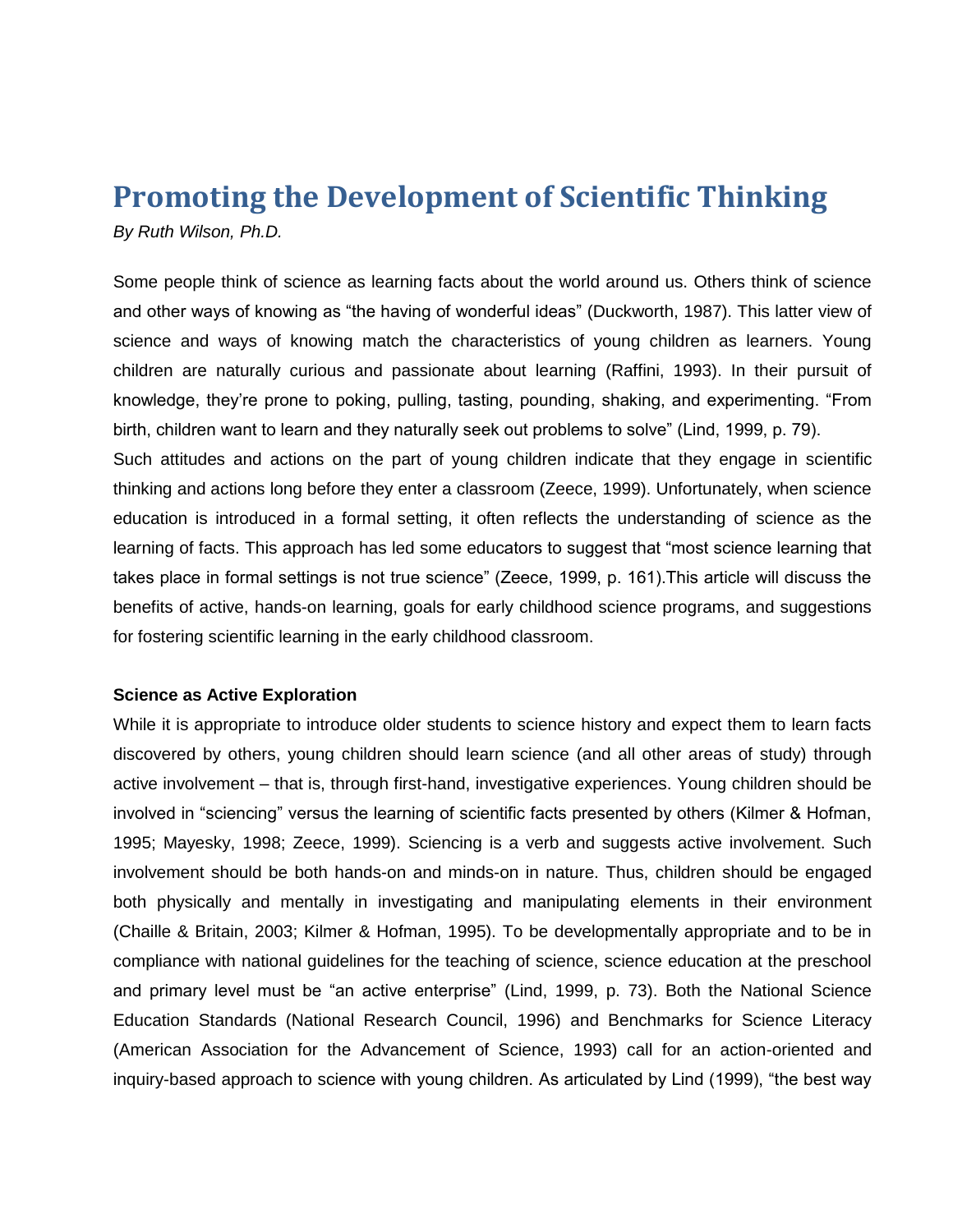# Promoting the Development of Scientific Thinking

*By Ruth Wilson, Ph.D.*

Some people think of science as learning facts about the world around us. Others think of science and other ways of knowing as "the having of wonderful ideas" (Duckworth, 1987). This latter view of science and ways of knowing match the characteristics of young children as learners. Young children are naturally curious and passionate about learning (Raffini, 1993). In their pursuit of knowledge, they're prone to poking, pulling, tasting, pounding, shaking, and experimenting. "From birth, children want to learn and they naturally seek out problems to solve" (Lind, 1999, p. 79).
Such attitudes and actions on the part of young children indicate that they engage in scientific thinking and actions long before they enter a classroom (Zeece, 1999). Unfortunately, when science education is introduced in a formal setting, it often reflects the understanding of science as the learning of facts. This approach has led some educators to suggest that "most science learning that takes place in formal settings is not true science" (Zeece, 1999, p. 161).This article will discuss the benefits of active, hands-on learning, goals for early childhood science programs, and suggestions for fostering scientific learning in the early childhood classroom.

**Science as Active Exploration**

While it is appropriate to introduce older students to science history and expect them to learn facts discovered by others, young children should learn science (and all other areas of study) through active involvement – that is, through first-hand, investigative experiences. Young children should be involved in "sciencing" versus the learning of scientific facts presented by others (Kilmer & Hofman, 1995; Mayesky, 1998; Zeece, 1999). Sciencing is a verb and suggests active involvement. Such involvement should be both hands-on and minds-on in nature. Thus, children should be engaged both physically and mentally in investigating and manipulating elements in their environment (Chaille & Britain, 2003; Kilmer & Hofman, 1995). To be developmentally appropriate and to be in compliance with national guidelines for the teaching of science, science education at the preschool and primary level must be "an active enterprise" (Lind, 1999, p. 73). Both the National Science Education Standards (National Research Council, 1996) and Benchmarks for Science Literacy (American Association for the Advancement of Science, 1993) call for an action-oriented and inquiry-based approach to science with young children. As articulated by Lind (1999), "the best way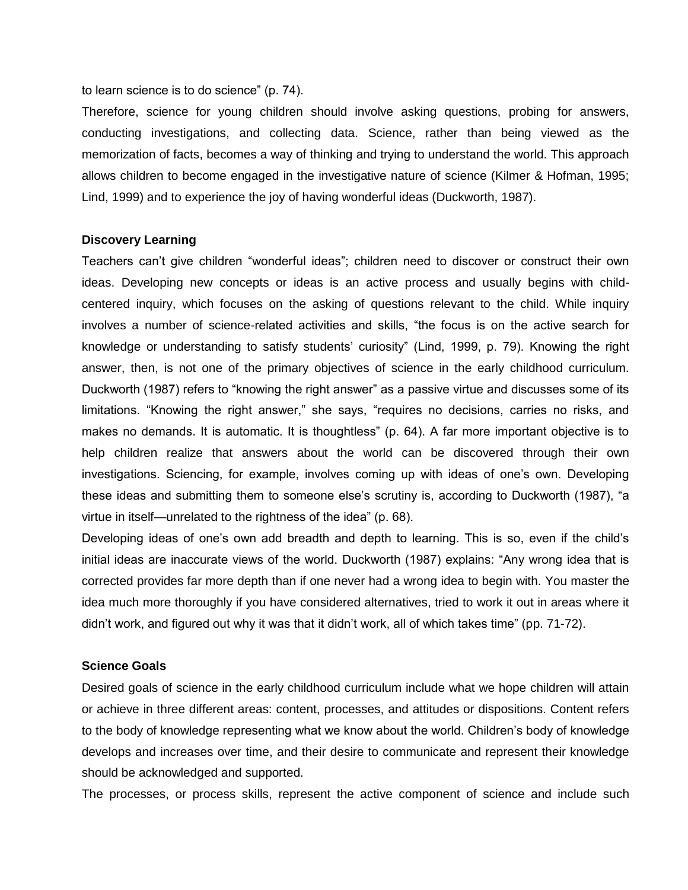to learn science is to do science" (p. 74).

Therefore, science for young children should involve asking questions, probing for answers, conducting investigations, and collecting data. Science, rather than being viewed as the memorization of facts, becomes a way of thinking and trying to understand the world. This approach allows children to become engaged in the investigative nature of science (Kilmer & Hofman, 1995; Lind, 1999) and to experience the joy of having wonderful ideas (Duckworth, 1987).

**Discovery Learning**

Teachers can't give children "wonderful ideas"; children need to discover or construct their own ideas. Developing new concepts or ideas is an active process and usually begins with child-centered inquiry, which focuses on the asking of questions relevant to the child. While inquiry involves a number of science-related activities and skills, "the focus is on the active search for knowledge or understanding to satisfy students' curiosity" (Lind, 1999, p. 79). Knowing the right answer, then, is not one of the primary objectives of science in the early childhood curriculum. Duckworth (1987) refers to "knowing the right answer" as a passive virtue and discusses some of its limitations. "Knowing the right answer," she says, "requires no decisions, carries no risks, and makes no demands. It is automatic. It is thoughtless" (p. 64). A far more important objective is to help children realize that answers about the world can be discovered through their own investigations. Sciencing, for example, involves coming up with ideas of one's own. Developing these ideas and submitting them to someone else's scrutiny is, according to Duckworth (1987), "a virtue in itself—unrelated to the rightness of the idea" (p. 68).

Developing ideas of one's own add breadth and depth to learning. This is so, even if the child's initial ideas are inaccurate views of the world. Duckworth (1987) explains: "Any wrong idea that is corrected provides far more depth than if one never had a wrong idea to begin with. You master the idea much more thoroughly if you have considered alternatives, tried to work it out in areas where it didn't work, and figured out why it was that it didn't work, all of which takes time" (pp. 71-72).

**Science Goals**

Desired goals of science in the early childhood curriculum include what we hope children will attain or achieve in three different areas: content, processes, and attitudes or dispositions. Content refers to the body of knowledge representing what we know about the world. Children's body of knowledge develops and increases over time, and their desire to communicate and represent their knowledge should be acknowledged and supported.

The processes, or process skills, represent the active component of science and include such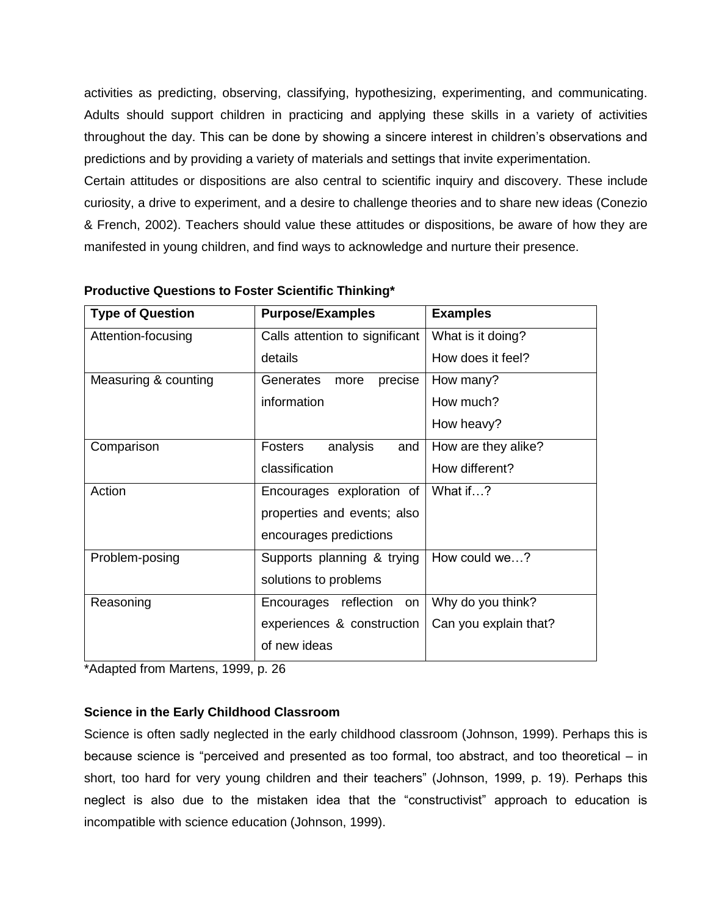activities as predicting, observing, classifying, hypothesizing, experimenting, and communicating. Adults should support children in practicing and applying these skills in a variety of activities throughout the day. This can be done by showing a sincere interest in children's observations and predictions and by providing a variety of materials and settings that invite experimentation.

Certain attitudes or dispositions are also central to scientific inquiry and discovery. These include curiosity, a drive to experiment, and a desire to challenge theories and to share new ideas (Conezio & French, 2002). Teachers should value these attitudes or dispositions, be aware of how they are manifested in young children, and find ways to acknowledge and nurture their presence.

**Productive Questions to Foster Scientific Thinking***

| Type of Question | Purpose/Examples | Examples |
| --- | --- | --- |
| Attention-focusing | Calls attention to significant details | What is it doing?<br>How does it feel? |
| Measuring & counting | Generates more precise information | How many?<br>How much?<br>How heavy? |
| Comparison | Fosters analysis and classification | How are they alike?<br>How different? |
| Action | Encourages exploration of properties and events; also encourages predictions | What if…? |
| Problem-posing | Supports planning & trying solutions to problems | How could we…? |
| Reasoning | Encourages reflection on experiences & construction of new ideas | Why do you think?<br>Can you explain that? |

*Adapted from Martens, 1999, p. 26

### Science in the Early Childhood Classroom

Science is often sadly neglected in the early childhood classroom (Johnson, 1999). Perhaps this is because science is "perceived and presented as too formal, too abstract, and too theoretical – in short, too hard for very young children and their teachers" (Johnson, 1999, p. 19). Perhaps this neglect is also due to the mistaken idea that the "constructivist" approach to education is incompatible with science education (Johnson, 1999).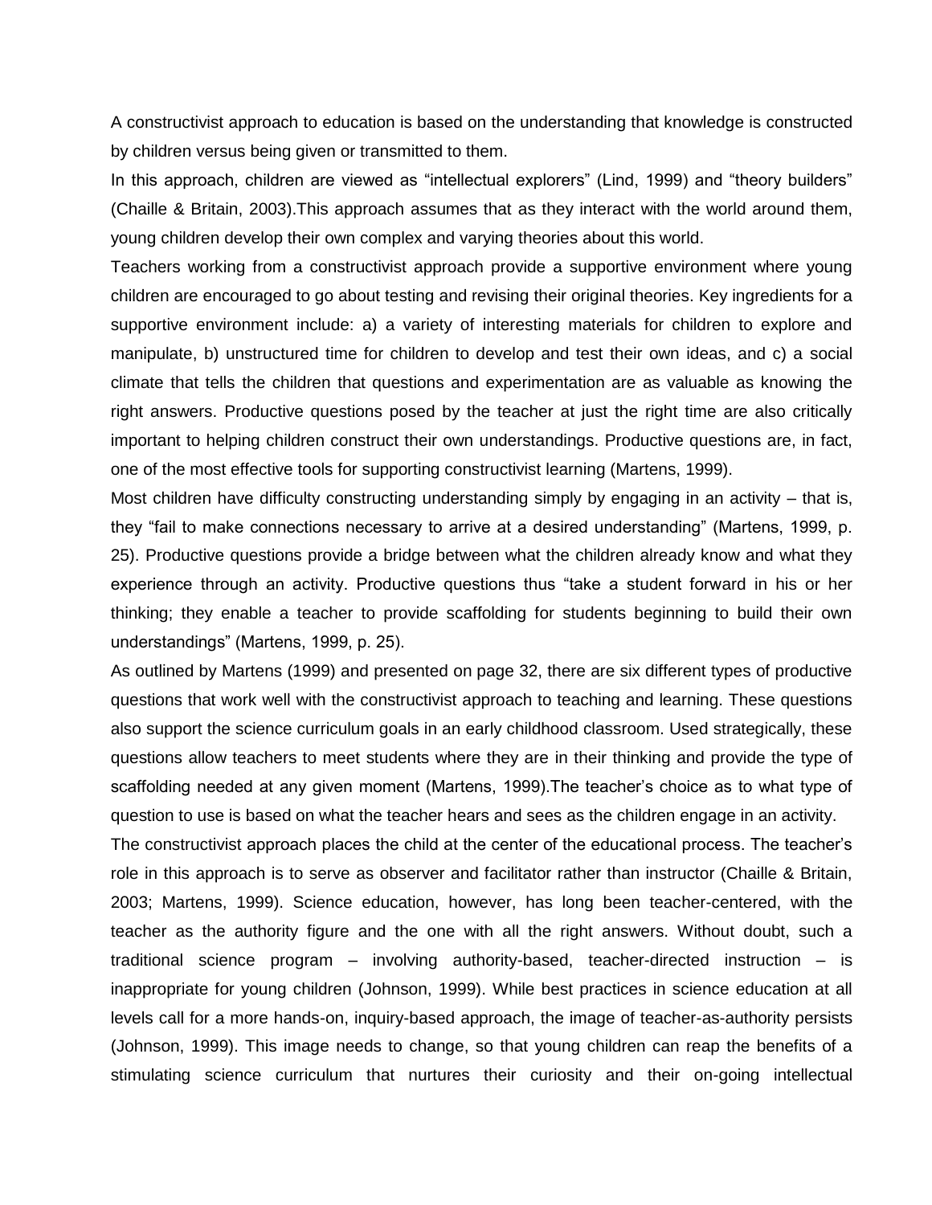A constructivist approach to education is based on the understanding that knowledge is constructed by children versus being given or transmitted to them.

In this approach, children are viewed as “intellectual explorers” (Lind, 1999) and “theory builders” (Chaille & Britain, 2003).This approach assumes that as they interact with the world around them, young children develop their own complex and varying theories about this world.

Teachers working from a constructivist approach provide a supportive environment where young children are encouraged to go about testing and revising their original theories. Key ingredients for a supportive environment include: a) a variety of interesting materials for children to explore and manipulate, b) unstructured time for children to develop and test their own ideas, and c) a social climate that tells the children that questions and experimentation are as valuable as knowing the right answers. Productive questions posed by the teacher at just the right time are also critically important to helping children construct their own understandings. Productive questions are, in fact, one of the most effective tools for supporting constructivist learning (Martens, 1999).

Most children have difficulty constructing understanding simply by engaging in an activity – that is, they “fail to make connections necessary to arrive at a desired understanding” (Martens, 1999, p. 25). Productive questions provide a bridge between what the children already know and what they experience through an activity. Productive questions thus “take a student forward in his or her thinking; they enable a teacher to provide scaffolding for students beginning to build their own understandings” (Martens, 1999, p. 25).

As outlined by Martens (1999) and presented on page 32, there are six different types of productive questions that work well with the constructivist approach to teaching and learning. These questions also support the science curriculum goals in an early childhood classroom. Used strategically, these questions allow teachers to meet students where they are in their thinking and provide the type of scaffolding needed at any given moment (Martens, 1999).The teacher’s choice as to what type of question to use is based on what the teacher hears and sees as the children engage in an activity.

The constructivist approach places the child at the center of the educational process. The teacher’s role in this approach is to serve as observer and facilitator rather than instructor (Chaille & Britain, 2003; Martens, 1999). Science education, however, has long been teacher-centered, with the teacher as the authority figure and the one with all the right answers. Without doubt, such a traditional science program – involving authority-based, teacher-directed instruction – is inappropriate for young children (Johnson, 1999). While best practices in science education at all levels call for a more hands-on, inquiry-based approach, the image of teacher-as-authority persists (Johnson, 1999). This image needs to change, so that young children can reap the benefits of a stimulating science curriculum that nurtures their curiosity and their on-going intellectual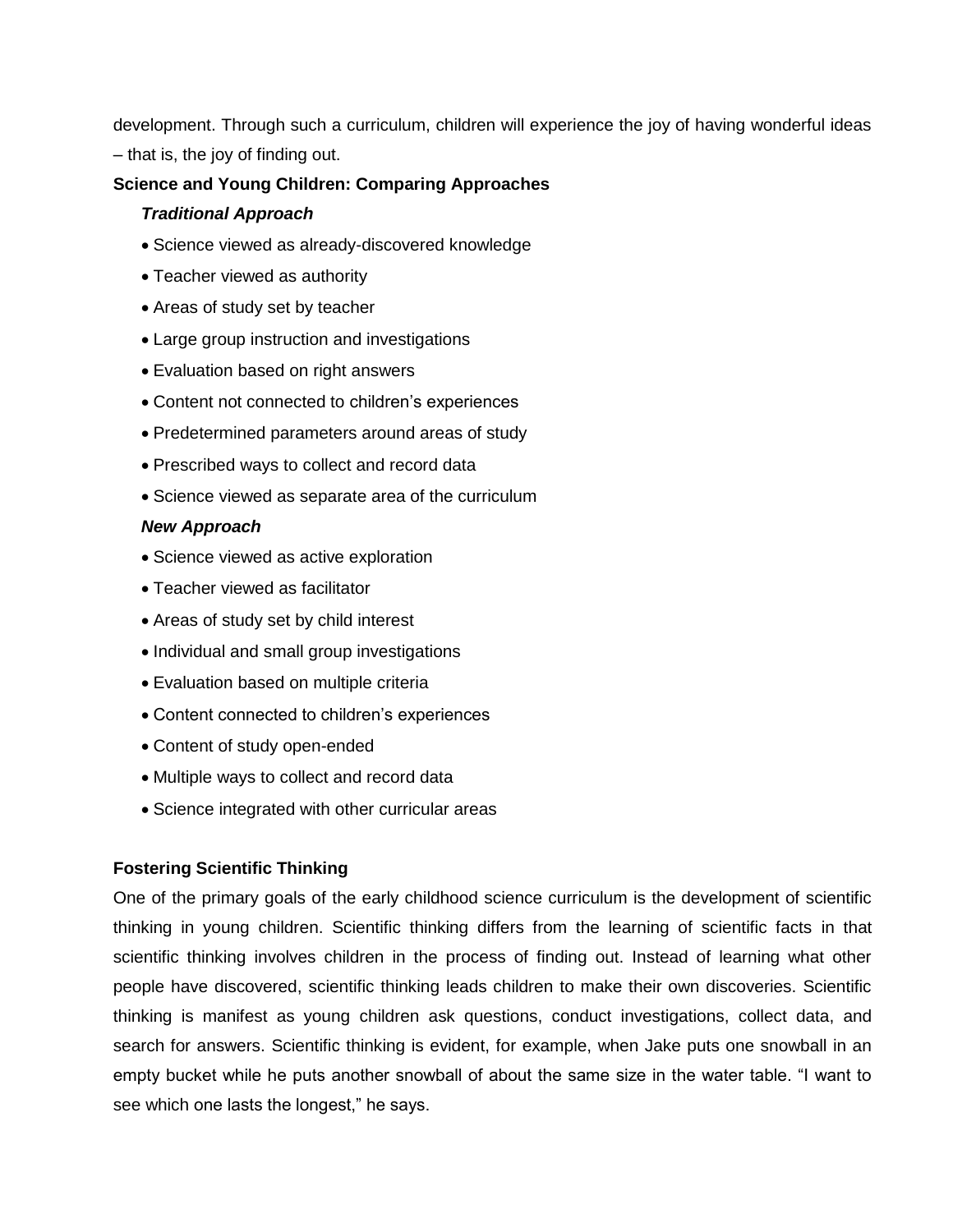development. Through such a curriculum, children will experience the joy of having wonderful ideas – that is, the joy of finding out.

**Science and Young Children: Comparing Approaches**

***Traditional Approach***

- Science viewed as already-discovered knowledge
- Teacher viewed as authority
- Areas of study set by teacher
- Large group instruction and investigations
- Evaluation based on right answers
- Content not connected to children's experiences
- Predetermined parameters around areas of study
- Prescribed ways to collect and record data
- Science viewed as separate area of the curriculum

***New Approach***

- Science viewed as active exploration
- Teacher viewed as facilitator
- Areas of study set by child interest
- Individual and small group investigations
- Evaluation based on multiple criteria
- Content connected to children's experiences
- Content of study open-ended
- Multiple ways to collect and record data
- Science integrated with other curricular areas

**Fostering Scientific Thinking**

One of the primary goals of the early childhood science curriculum is the development of scientific thinking in young children. Scientific thinking differs from the learning of scientific facts in that scientific thinking involves children in the process of finding out. Instead of learning what other people have discovered, scientific thinking leads children to make their own discoveries. Scientific thinking is manifest as young children ask questions, conduct investigations, collect data, and search for answers. Scientific thinking is evident, for example, when Jake puts one snowball in an empty bucket while he puts another snowball of about the same size in the water table. "I want to see which one lasts the longest," he says.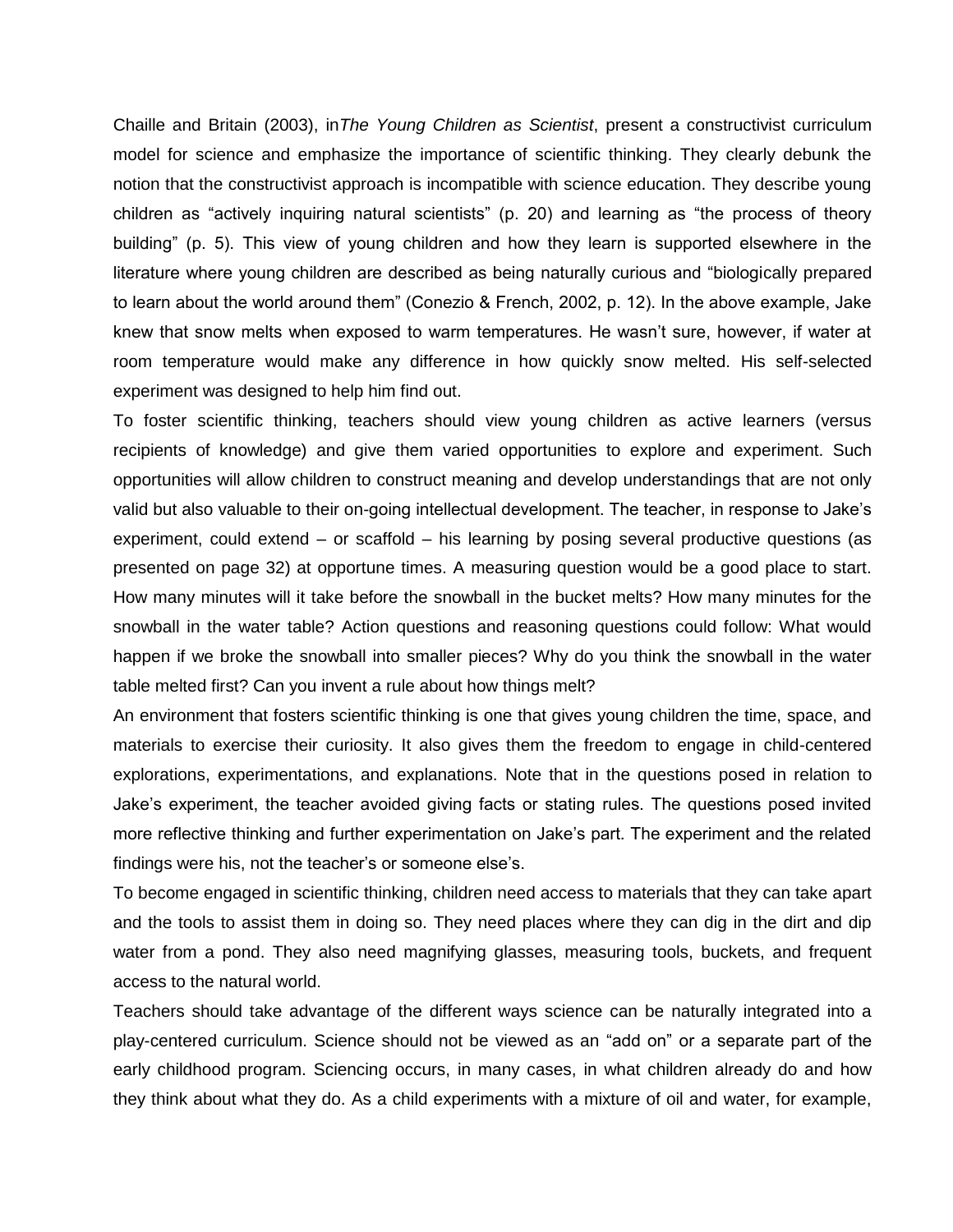Chaille and Britain (2003), in*The Young Children as Scientist*, present a constructivist curriculum model for science and emphasize the importance of scientific thinking. They clearly debunk the notion that the constructivist approach is incompatible with science education. They describe young children as “actively inquiring natural scientists” (p. 20) and learning as “the process of theory building” (p. 5). This view of young children and how they learn is supported elsewhere in the literature where young children are described as being naturally curious and “biologically prepared to learn about the world around them” (Conezio & French, 2002, p. 12). In the above example, Jake knew that snow melts when exposed to warm temperatures. He wasn’t sure, however, if water at room temperature would make any difference in how quickly snow melted. His self-selected experiment was designed to help him find out.

To foster scientific thinking, teachers should view young children as active learners (versus recipients of knowledge) and give them varied opportunities to explore and experiment. Such opportunities will allow children to construct meaning and develop understandings that are not only valid but also valuable to their on-going intellectual development. The teacher, in response to Jake’s experiment, could extend – or scaffold – his learning by posing several productive questions (as presented on page 32) at opportune times. A measuring question would be a good place to start. How many minutes will it take before the snowball in the bucket melts? How many minutes for the snowball in the water table? Action questions and reasoning questions could follow: What would happen if we broke the snowball into smaller pieces? Why do you think the snowball in the water table melted first? Can you invent a rule about how things melt?

An environment that fosters scientific thinking is one that gives young children the time, space, and materials to exercise their curiosity. It also gives them the freedom to engage in child-centered explorations, experimentations, and explanations. Note that in the questions posed in relation to Jake’s experiment, the teacher avoided giving facts or stating rules. The questions posed invited more reflective thinking and further experimentation on Jake’s part. The experiment and the related findings were his, not the teacher’s or someone else’s.

To become engaged in scientific thinking, children need access to materials that they can take apart and the tools to assist them in doing so. They need places where they can dig in the dirt and dip water from a pond. They also need magnifying glasses, measuring tools, buckets, and frequent access to the natural world.

Teachers should take advantage of the different ways science can be naturally integrated into a play-centered curriculum. Science should not be viewed as an “add on” or a separate part of the early childhood program. Sciencing occurs, in many cases, in what children already do and how they think about what they do. As a child experiments with a mixture of oil and water, for example,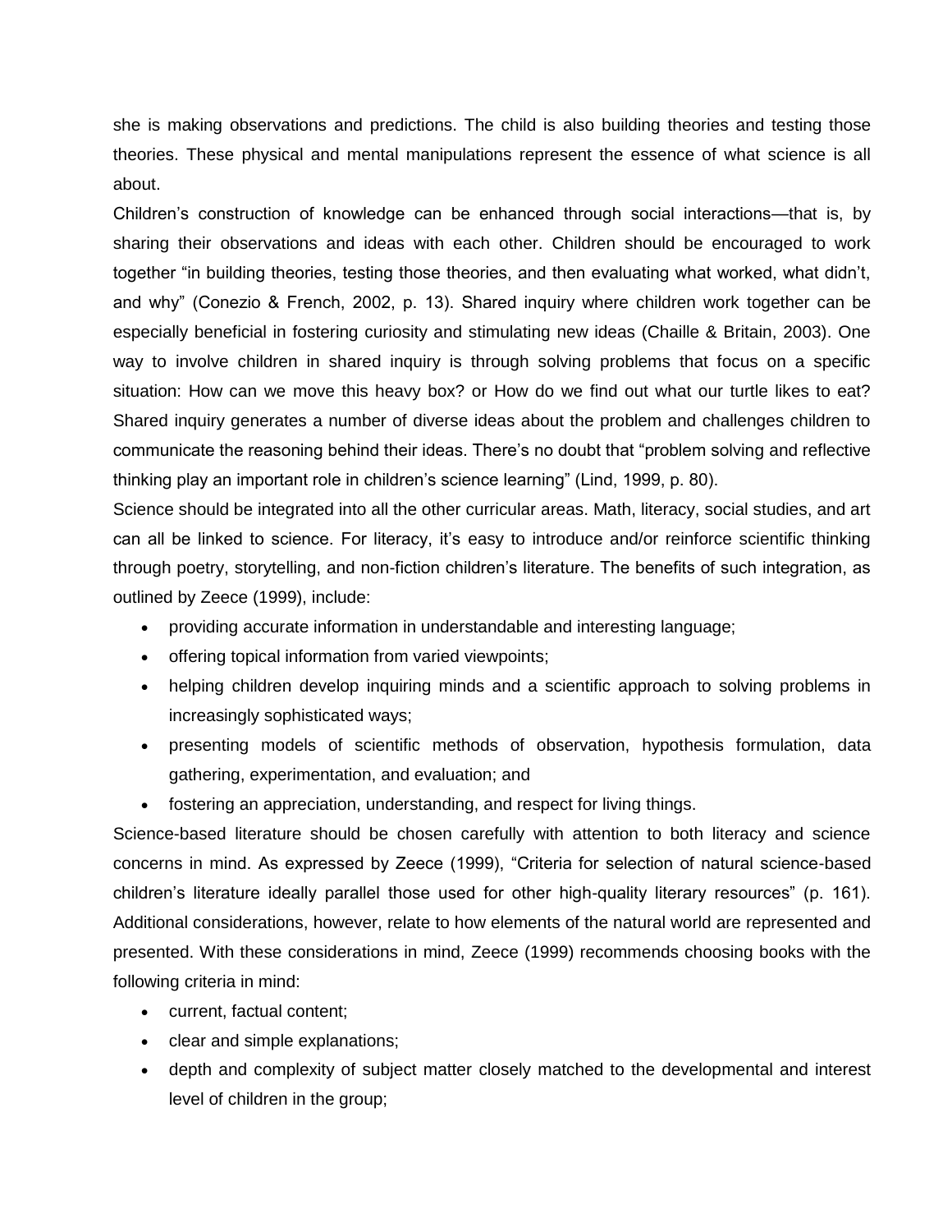she is making observations and predictions. The child is also building theories and testing those theories. These physical and mental manipulations represent the essence of what science is all about.

Children's construction of knowledge can be enhanced through social interactions—that is, by sharing their observations and ideas with each other. Children should be encouraged to work together "in building theories, testing those theories, and then evaluating what worked, what didn't, and why" (Conezio & French, 2002, p. 13). Shared inquiry where children work together can be especially beneficial in fostering curiosity and stimulating new ideas (Chaille & Britain, 2003). One way to involve children in shared inquiry is through solving problems that focus on a specific situation: How can we move this heavy box? or How do we find out what our turtle likes to eat? Shared inquiry generates a number of diverse ideas about the problem and challenges children to communicate the reasoning behind their ideas. There's no doubt that "problem solving and reflective thinking play an important role in children's science learning" (Lind, 1999, p. 80).

Science should be integrated into all the other curricular areas. Math, literacy, social studies, and art can all be linked to science. For literacy, it's easy to introduce and/or reinforce scientific thinking through poetry, storytelling, and non-fiction children's literature. The benefits of such integration, as outlined by Zeece (1999), include:

- providing accurate information in understandable and interesting language;
- offering topical information from varied viewpoints;
- helping children develop inquiring minds and a scientific approach to solving problems in increasingly sophisticated ways;
- presenting models of scientific methods of observation, hypothesis formulation, data gathering, experimentation, and evaluation; and
- fostering an appreciation, understanding, and respect for living things.

Science-based literature should be chosen carefully with attention to both literacy and science concerns in mind. As expressed by Zeece (1999), "Criteria for selection of natural science-based children's literature ideally parallel those used for other high-quality literary resources" (p. 161). Additional considerations, however, relate to how elements of the natural world are represented and presented. With these considerations in mind, Zeece (1999) recommends choosing books with the following criteria in mind:

- current, factual content;
- clear and simple explanations;
- depth and complexity of subject matter closely matched to the developmental and interest level of children in the group;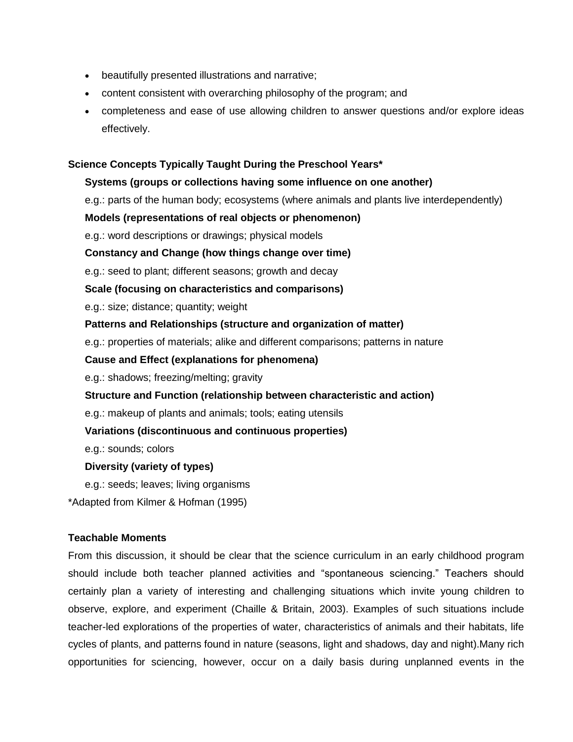- beautifully presented illustrations and narrative;
- content consistent with overarching philosophy of the program; and
- completeness and ease of use allowing children to answer questions and/or explore ideas effectively.

**Science Concepts Typically Taught During the Preschool Years***

**Systems (groups or collections having some influence on one another)**

e.g.: parts of the human body; ecosystems (where animals and plants live interdependently)

**Models (representations of real objects or phenomenon)**

e.g.: word descriptions or drawings; physical models

**Constancy and Change (how things change over time)**

e.g.: seed to plant; different seasons; growth and decay

**Scale (focusing on characteristics and comparisons)**

e.g.: size; distance; quantity; weight

**Patterns and Relationships (structure and organization of matter)**

e.g.: properties of materials; alike and different comparisons; patterns in nature

**Cause and Effect (explanations for phenomena)**

e.g.: shadows; freezing/melting; gravity

**Structure and Function (relationship between characteristic and action)**

e.g.: makeup of plants and animals; tools; eating utensils

**Variations (discontinuous and continuous properties)**

e.g.: sounds; colors

**Diversity (variety of types)**

e.g.: seeds; leaves; living organisms

*Adapted from Kilmer & Hofman (1995)

**Teachable Moments**

From this discussion, it should be clear that the science curriculum in an early childhood program should include both teacher planned activities and "spontaneous sciencing." Teachers should certainly plan a variety of interesting and challenging situations which invite young children to observe, explore, and experiment (Chaille & Britain, 2003). Examples of such situations include teacher-led explorations of the properties of water, characteristics of animals and their habitats, life cycles of plants, and patterns found in nature (seasons, light and shadows, day and night).Many rich opportunities for sciencing, however, occur on a daily basis during unplanned events in the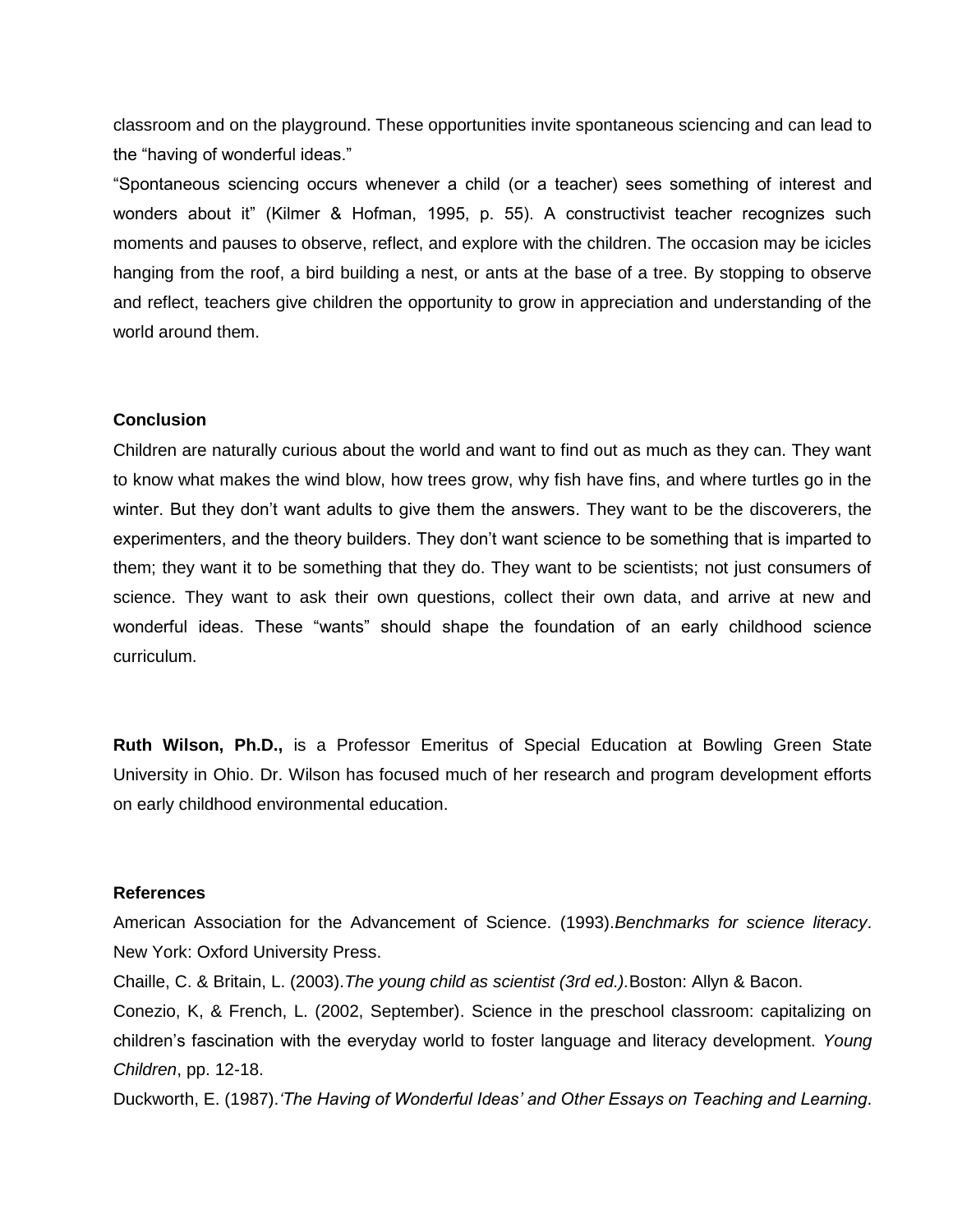classroom and on the playground. These opportunities invite spontaneous sciencing and can lead to the "having of wonderful ideas."

"Spontaneous sciencing occurs whenever a child (or a teacher) sees something of interest and wonders about it" (Kilmer & Hofman, 1995, p. 55). A constructivist teacher recognizes such moments and pauses to observe, reflect, and explore with the children. The occasion may be icicles hanging from the roof, a bird building a nest, or ants at the base of a tree. By stopping to observe and reflect, teachers give children the opportunity to grow in appreciation and understanding of the world around them.

### Conclusion

Children are naturally curious about the world and want to find out as much as they can. They want to know what makes the wind blow, how trees grow, why fish have fins, and where turtles go in the winter. But they don't want adults to give them the answers. They want to be the discoverers, the experimenters, and the theory builders. They don't want science to be something that is imparted to them; they want it to be something that they do. They want to be scientists; not just consumers of science. They want to ask their own questions, collect their own data, and arrive at new and wonderful ideas. These "wants" should shape the foundation of an early childhood science curriculum.

**Ruth Wilson, Ph.D.,** is a Professor Emeritus of Special Education at Bowling Green State University in Ohio. Dr. Wilson has focused much of her research and program development efforts on early childhood environmental education.

### References

American Association for the Advancement of Science. (1993).*Benchmarks for science literacy*. New York: Oxford University Press.

Chaille, C. & Britain, L. (2003).*The young child as scientist (3rd ed.).*Boston: Allyn & Bacon.

Conezio, K, & French, L. (2002, September). Science in the preschool classroom: capitalizing on children's fascination with the everyday world to foster language and literacy development. *Young Children*, pp. 12-18.

Duckworth, E. (1987).*'The Having of Wonderful Ideas' and Other Essays on Teaching and Learning*.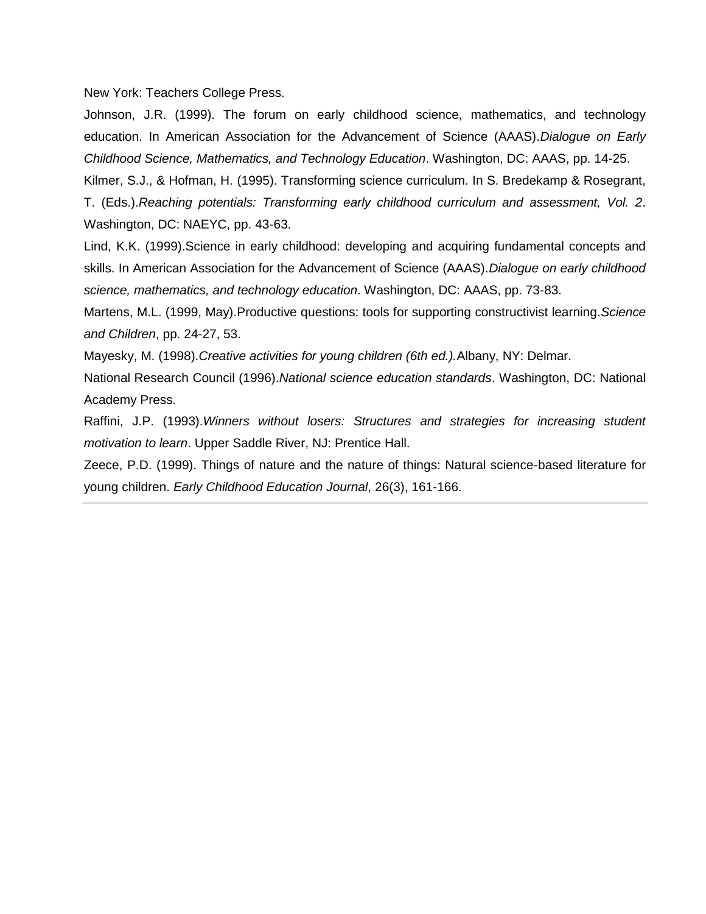New York: Teachers College Press.

Johnson, J.R. (1999). The forum on early childhood science, mathematics, and technology education. In American Association for the Advancement of Science (AAAS).*Dialogue on Early Childhood Science, Mathematics, and Technology Education*. Washington, DC: AAAS, pp. 14-25.

Kilmer, S.J., & Hofman, H. (1995). Transforming science curriculum. In S. Bredekamp & Rosegrant, T. (Eds.).*Reaching potentials: Transforming early childhood curriculum and assessment, Vol. 2*. Washington, DC: NAEYC, pp. 43-63.

Lind, K.K. (1999).Science in early childhood: developing and acquiring fundamental concepts and skills. In American Association for the Advancement of Science (AAAS).*Dialogue on early childhood science, mathematics, and technology education*. Washington, DC: AAAS, pp. 73-83.

Martens, M.L. (1999, May).Productive questions: tools for supporting constructivist learning.*Science and Children*, pp. 24-27, 53.

Mayesky, M. (1998).*Creative activities for young children (6th ed.).*Albany, NY: Delmar.

National Research Council (1996).*National science education standards*. Washington, DC: National Academy Press.

Raffini, J.P. (1993).*Winners without losers: Structures and strategies for increasing student motivation to learn*. Upper Saddle River, NJ: Prentice Hall.

Zeece, P.D. (1999). Things of nature and the nature of things: Natural science-based literature for young children. *Early Childhood Education Journal*, 26(3), 161-166.